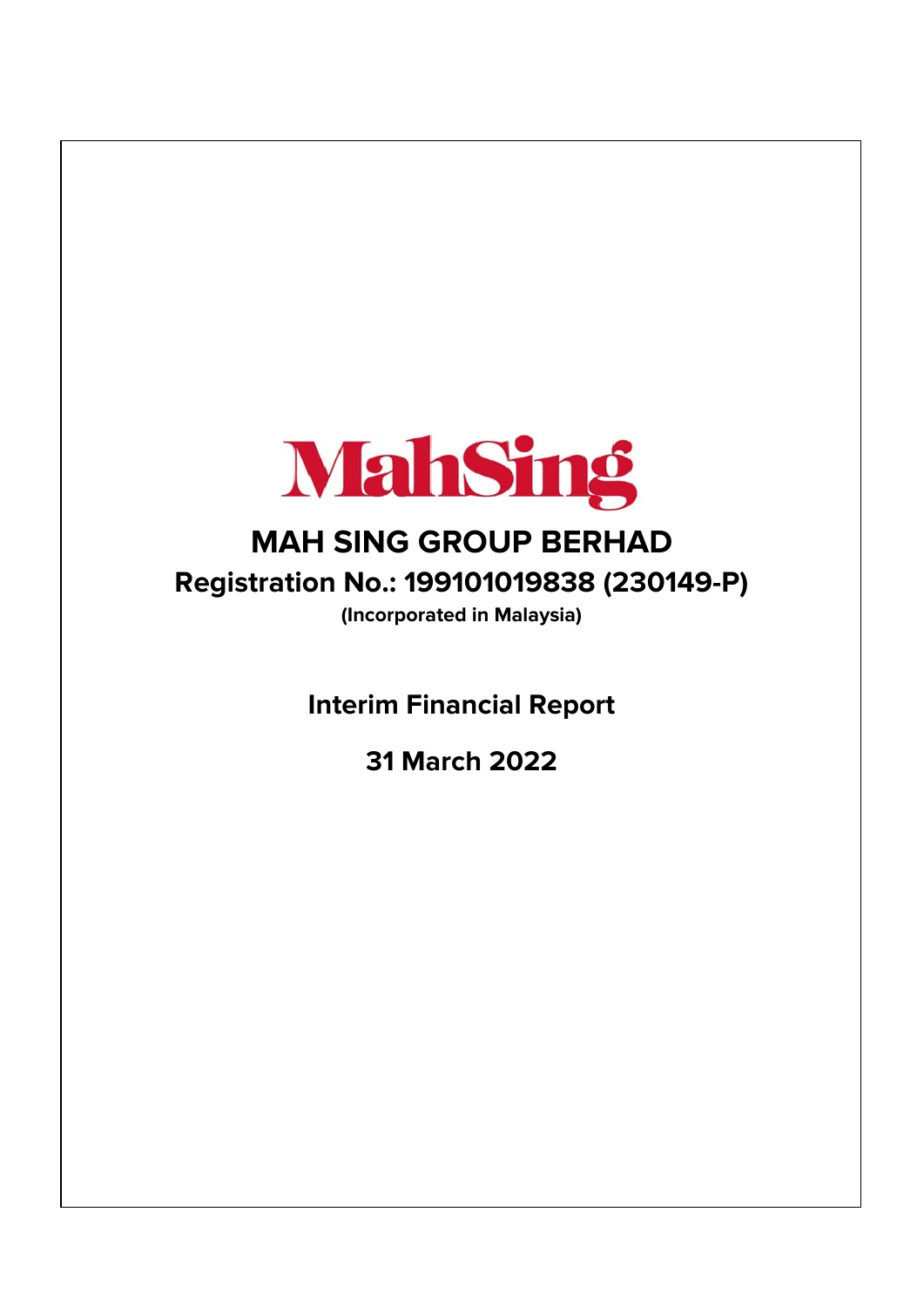MahSing

# MAH SING GROUP BERHAD

## Registration No.: 199101019838 (230149-P)

**(Incorporated in Malaysia)**

## Interim Financial Report

## 31 March 2022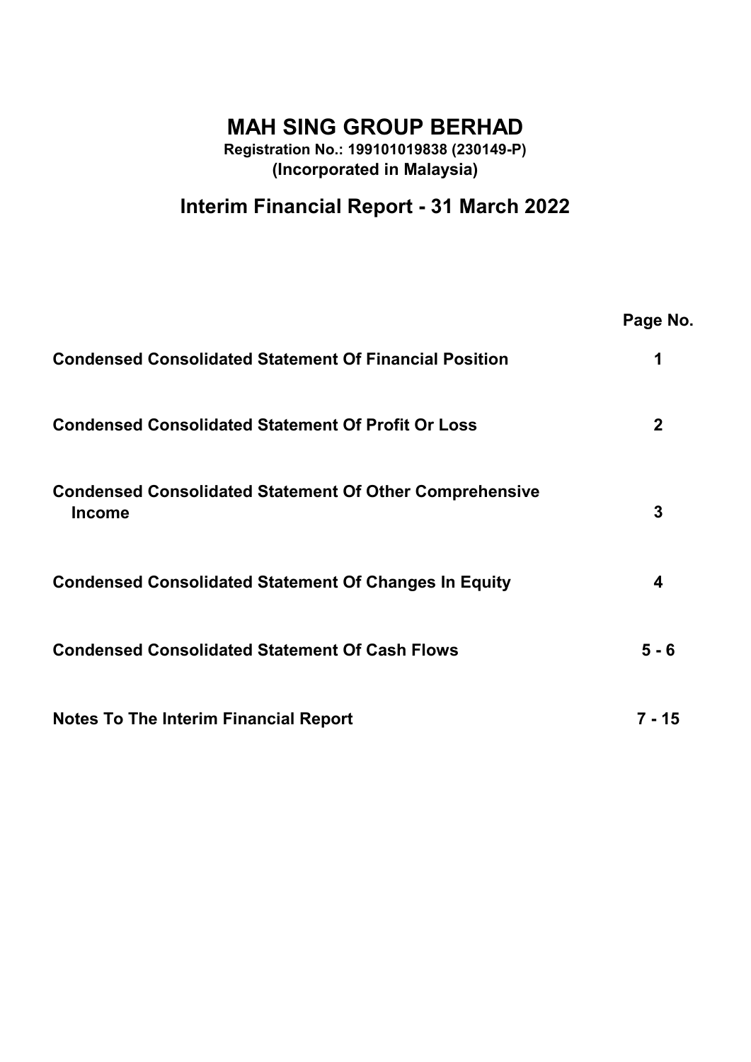# MAH SING GROUP BERHAD

**Registration No.: 199101019838 (230149-P)**
**(Incorporated in Malaysia)**

## Interim Financial Report - 31 March 2022

| | Page No. |
|---|---|
| **Condensed Consolidated Statement Of Financial Position** | **1** |
| **Condensed Consolidated Statement Of Profit Or Loss** | **2** |
| **Condensed Consolidated Statement Of Other Comprehensive Income** | **3** |
| **Condensed Consolidated Statement Of Changes In Equity** | **4** |
| **Condensed Consolidated Statement Of Cash Flows** | **5 - 6** |
| **Notes To The Interim Financial Report** | **7 - 15** |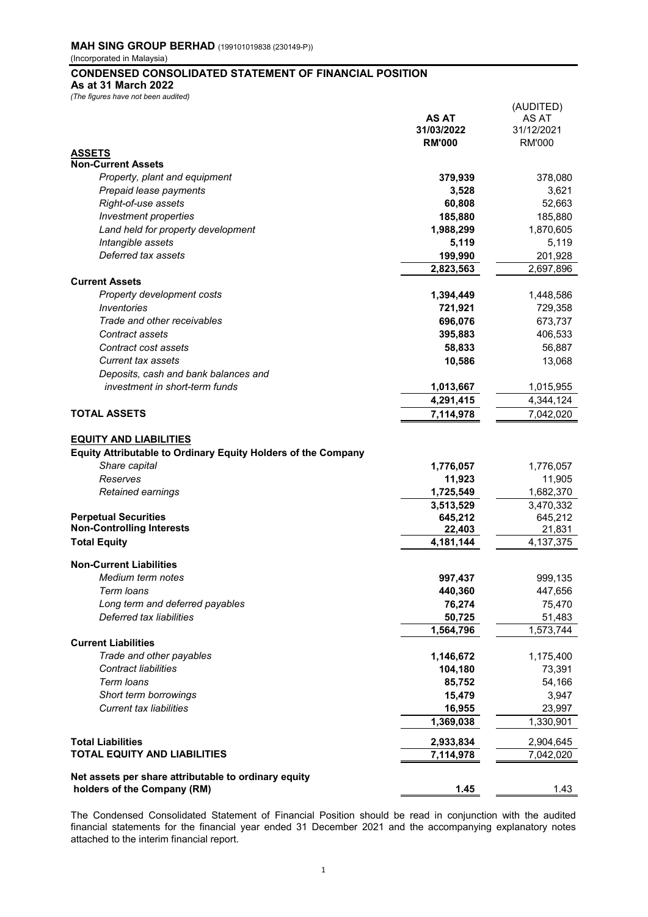**MAH SING GROUP BERHAD** (199101019838 (230149-P))
(Incorporated in Malaysia)

## CONDENSED CONSOLIDATED STATEMENT OF FINANCIAL POSITION
**As at 31 March 2022**
*(The figures have not been audited)*

| | **AS AT 31/03/2022 RM'000** | (AUDITED) AS AT 31/12/2021 RM'000 |
|---|---|---|
| **ASSETS** | | |
| **Non-Current Assets** | | |
| *Property, plant and equipment* | **379,939** | 378,080 |
| *Prepaid lease payments* | **3,528** | 3,621 |
| *Right-of-use assets* | **60,808** | 52,663 |
| *Investment properties* | **185,880** | 185,880 |
| *Land held for property development* | **1,988,299** | 1,870,605 |
| *Intangible assets* | **5,119** | 5,119 |
| *Deferred tax assets* | **199,990** | 201,928 |
| | **2,823,563** | 2,697,896 |
| **Current Assets** | | |
| *Property development costs* | **1,394,449** | 1,448,586 |
| *Inventories* | **721,921** | 729,358 |
| *Trade and other receivables* | **696,076** | 673,737 |
| *Contract assets* | **395,883** | 406,533 |
| *Contract cost assets* | **58,833** | 56,887 |
| *Current tax assets* | **10,586** | 13,068 |
| *Deposits, cash and bank balances and investment in short-term funds* | **1,013,667** | 1,015,955 |
| | **4,291,415** | 4,344,124 |
| **TOTAL ASSETS** | **7,114,978** | 7,042,020 |
| | | |
| **EQUITY AND LIABILITIES** | | |
| **Equity Attributable to Ordinary Equity Holders of the Company** | | |
| *Share capital* | **1,776,057** | 1,776,057 |
| *Reserves* | **11,923** | 11,905 |
| *Retained earnings* | **1,725,549** | 1,682,370 |
| | **3,513,529** | 3,470,332 |
| **Perpetual Securities** | **645,212** | 645,212 |
| **Non-Controlling Interests** | **22,403** | 21,831 |
| **Total Equity** | **4,181,144** | 4,137,375 |
| | | |
| **Non-Current Liabilities** | | |
| *Medium term notes* | **997,437** | 999,135 |
| *Term loans* | **440,360** | 447,656 |
| *Long term and deferred payables* | **76,274** | 75,470 |
| *Deferred tax liabilities* | **50,725** | 51,483 |
| | **1,564,796** | 1,573,744 |
| **Current Liabilities** | | |
| *Trade and other payables* | **1,146,672** | 1,175,400 |
| *Contract liabilities* | **104,180** | 73,391 |
| *Term loans* | **85,752** | 54,166 |
| *Short term borrowings* | **15,479** | 3,947 |
| *Current tax liabilities* | **16,955** | 23,997 |
| | **1,369,038** | 1,330,901 |
| | | |
| **Total Liabilities** | **2,933,834** | 2,904,645 |
| **TOTAL EQUITY AND LIABILITIES** | **7,114,978** | 7,042,020 |
| | | |
| **Net assets per share attributable to ordinary equity holders of the Company (RM)** | **1.45** | 1.43 |

The Condensed Consolidated Statement of Financial Position should be read in conjunction with the audited financial statements for the financial year ended 31 December 2021 and the accompanying explanatory notes attached to the interim financial report.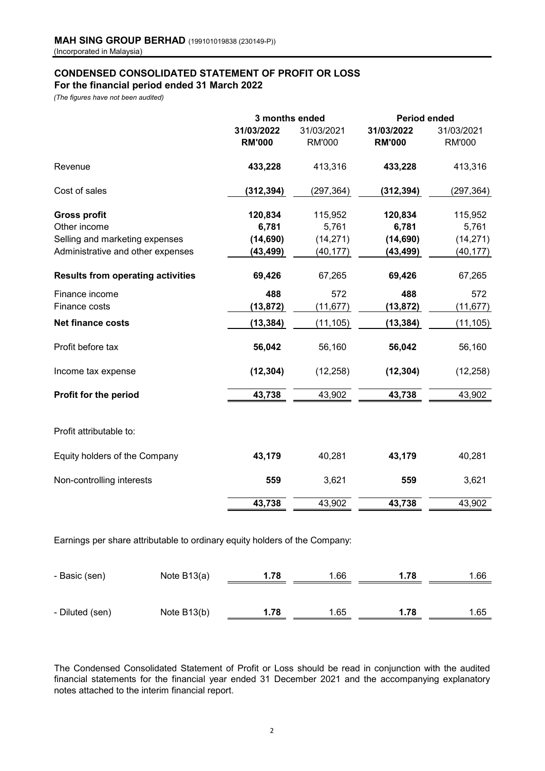**MAH SING GROUP BERHAD** (199101019838 (230149-P))
(Incorporated in Malaysia)

## CONDENSED CONSOLIDATED STATEMENT OF PROFIT OR LOSS
### For the financial period ended 31 March 2022

*(The figures have not been audited)*

| | 3 months ended | | Period ended | |
|---|---|---|---|---|
| | **31/03/2022** | 31/03/2021 | **31/03/2022** | 31/03/2021 |
| | **RM'000** | RM'000 | **RM'000** | RM'000 |
| Revenue | **433,228** | 413,316 | **433,228** | 413,316 |
| Cost of sales | **(312,394)** | (297,364) | **(312,394)** | (297,364) |
| **Gross profit** | **120,834** | 115,952 | **120,834** | 115,952 |
| Other income | **6,781** | 5,761 | **6,781** | 5,761 |
| Selling and marketing expenses | **(14,690)** | (14,271) | **(14,690)** | (14,271) |
| Administrative and other expenses | **(43,499)** | (40,177) | **(43,499)** | (40,177) |
| **Results from operating activities** | **69,426** | 67,265 | **69,426** | 67,265 |
| Finance income | **488** | 572 | **488** | 572 |
| Finance costs | **(13,872)** | (11,677) | **(13,872)** | (11,677) |
| **Net finance costs** | **(13,384)** | (11,105) | **(13,384)** | (11,105) |
| Profit before tax | **56,042** | 56,160 | **56,042** | 56,160 |
| Income tax expense | **(12,304)** | (12,258) | **(12,304)** | (12,258) |
| **Profit for the period** | **43,738** | 43,902 | **43,738** | 43,902 |
| | | | | |
| Profit attributable to: | | | | |
| Equity holders of the Company | **43,179** | 40,281 | **43,179** | 40,281 |
| Non-controlling interests | **559** | 3,621 | **559** | 3,621 |
| | **43,738** | 43,902 | **43,738** | 43,902 |

Earnings per share attributable to ordinary equity holders of the Company:

| | | 3 months ended 31/03/2022 | 3 months ended 31/03/2021 | Period ended 31/03/2022 | Period ended 31/03/2021 |
|---|---|---|---|---|---|
| - Basic (sen) | Note B13(a) | **1.78** | 1.66 | **1.78** | 1.66 |
| - Diluted (sen) | Note B13(b) | **1.78** | 1.65 | **1.78** | 1.65 |

The Condensed Consolidated Statement of Profit or Loss should be read in conjunction with the audited financial statements for the financial year ended 31 December 2021 and the accompanying explanatory notes attached to the interim financial report.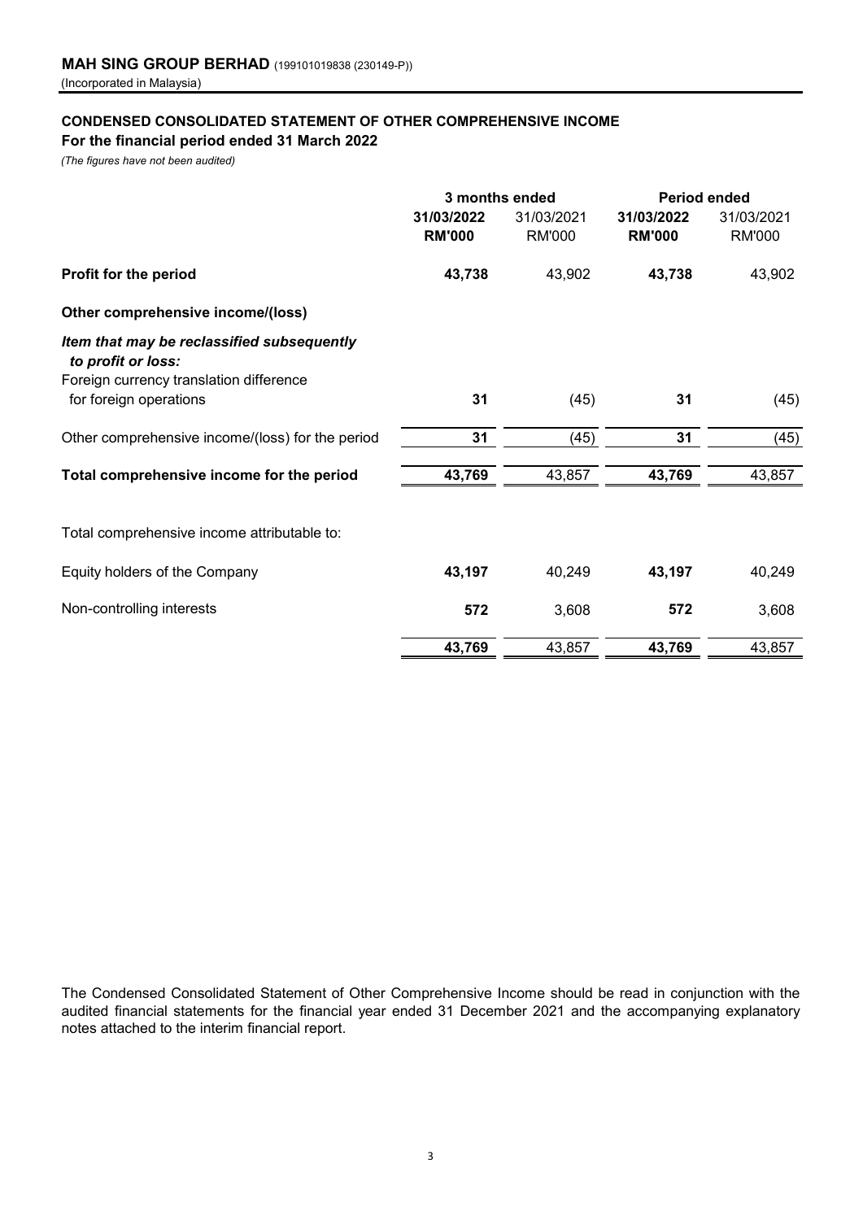**MAH SING GROUP BERHAD** (199101019838 (230149-P))

(Incorporated in Malaysia)

**CONDENSED CONSOLIDATED STATEMENT OF OTHER COMPREHENSIVE INCOME**

**For the financial period ended 31 March 2022**

*(The figures have not been audited)*

| | 3 months ended | | Period ended | |
|---|---|---|---|---|
| | **31/03/2022** | 31/03/2021 | **31/03/2022** | 31/03/2021 |
| | **RM'000** | RM'000 | **RM'000** | RM'000 |
| **Profit for the period** | **43,738** | 43,902 | **43,738** | 43,902 |
| **Other comprehensive income/(loss)** | | | | |
| ***Item that may be reclassified subsequently to profit or loss:*** | | | | |
| Foreign currency translation difference for foreign operations | **31** | (45) | **31** | (45) |
| Other comprehensive income/(loss) for the period | **31** | (45) | **31** | (45) |
| **Total comprehensive income for the period** | **43,769** | 43,857 | **43,769** | 43,857 |
| Total comprehensive income attributable to: | | | | |
| Equity holders of the Company | **43,197** | 40,249 | **43,197** | 40,249 |
| Non-controlling interests | **572** | 3,608 | **572** | 3,608 |
| | **43,769** | 43,857 | **43,769** | 43,857 |

The Condensed Consolidated Statement of Other Comprehensive Income should be read in conjunction with the audited financial statements for the financial year ended 31 December 2021 and the accompanying explanatory notes attached to the interim financial report.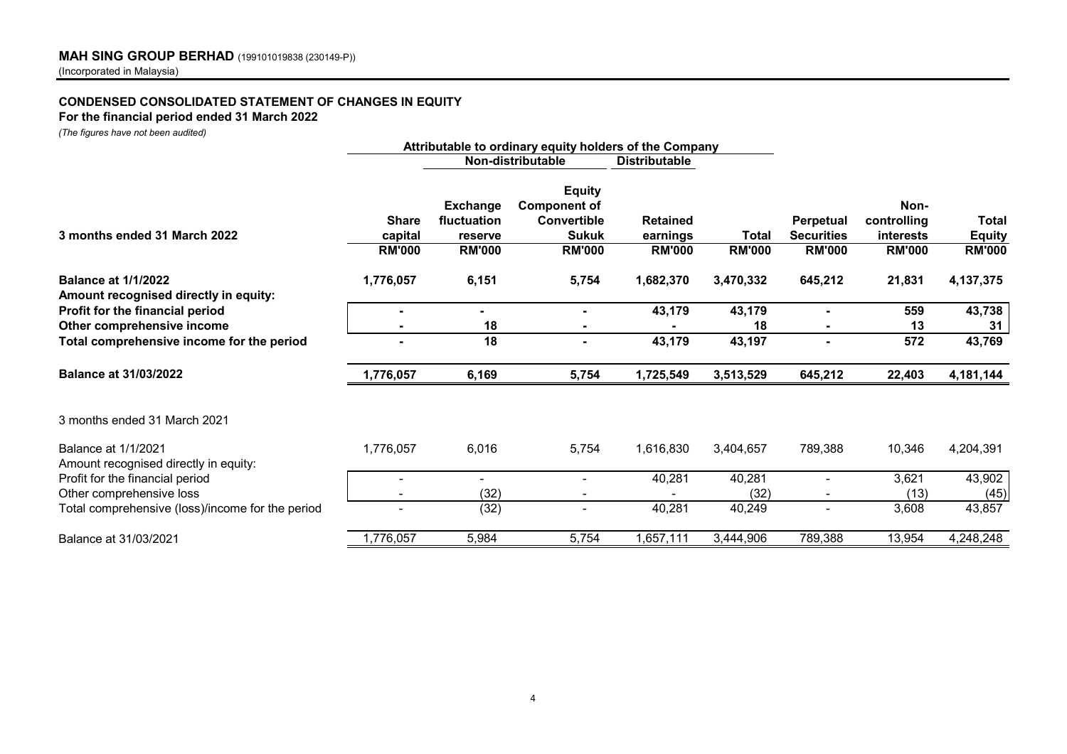**MAH SING GROUP BERHAD** (199101019838 (230149-P))
(Incorporated in Malaysia)

**CONDENSED CONSOLIDATED STATEMENT OF CHANGES IN EQUITY**
**For the financial period ended 31 March 2022**
*(The figures have not been audited)*

| | Attributable to ordinary equity holders of the Company | | | | | | | |
|---|---|---|---|---|---|---|---|---|
| | | Non-distributable | | Distributable | | | | |
| **3 months ended 31 March 2022** | **Share capital** | **Exchange fluctuation reserve** | **Equity Component of Convertible Sukuk** | **Retained earnings** | **Total** | **Perpetual Securities** | **Non-controlling interests** | **Total Equity** |
| | **RM'000** | **RM'000** | **RM'000** | **RM'000** | **RM'000** | **RM'000** | **RM'000** | **RM'000** |
| **Balance at 1/1/2022** | **1,776,057** | **6,151** | **5,754** | **1,682,370** | **3,470,332** | **645,212** | **21,831** | **4,137,375** |
| **Amount recognised directly in equity:** | | | | | | | | |
| **Profit for the financial period** | **-** | **-** | **-** | **43,179** | **43,179** | **-** | **559** | **43,738** |
| **Other comprehensive income** | **-** | **18** | **-** | **-** | **18** | **-** | **13** | **31** |
| **Total comprehensive income for the period** | **-** | **18** | **-** | **43,179** | **43,197** | **-** | **572** | **43,769** |
| **Balance at 31/03/2022** | **1,776,057** | **6,169** | **5,754** | **1,725,549** | **3,513,529** | **645,212** | **22,403** | **4,181,144** |
| 3 months ended 31 March 2021 | | | | | | | | |
| Balance at 1/1/2021 | 1,776,057 | 6,016 | 5,754 | 1,616,830 | 3,404,657 | 789,388 | 10,346 | 4,204,391 |
| Amount recognised directly in equity: | | | | | | | | |
| Profit for the financial period | - | - | - | 40,281 | 40,281 | - | 3,621 | 43,902 |
| Other comprehensive loss | - | (32) | - | - | (32) | - | (13) | (45) |
| Total comprehensive (loss)/income for the period | - | (32) | - | 40,281 | 40,249 | - | 3,608 | 43,857 |
| Balance at 31/03/2021 | 1,776,057 | 5,984 | 5,754 | 1,657,111 | 3,444,906 | 789,388 | 13,954 | 4,248,248 |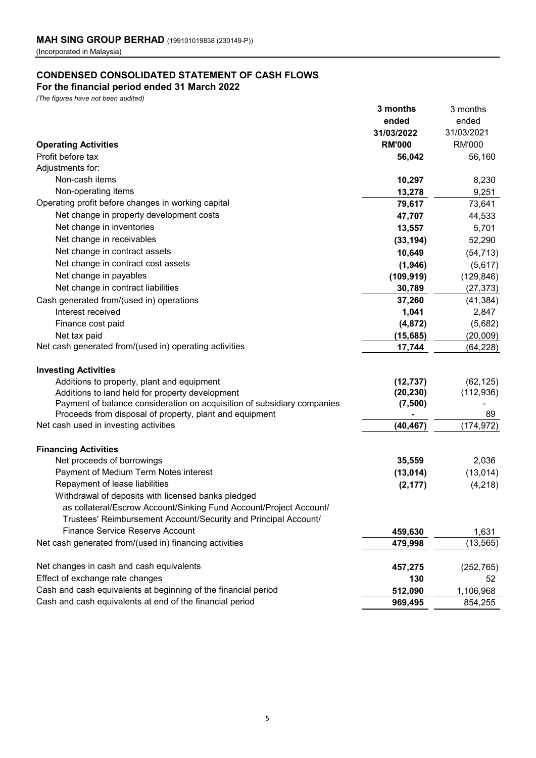**MAH SING GROUP BERHAD** (199101019838 (230149-P))
(Incorporated in Malaysia)

## CONDENSED CONSOLIDATED STATEMENT OF CASH FLOWS
**For the financial period ended 31 March 2022**
*(The figures have not been audited)*

| | **3 months ended 31/03/2022** | 3 months ended 31/03/2021 |
|---|---|---|
| **Operating Activities** | **RM'000** | RM'000 |
| Profit before tax | **56,042** | 56,160 |
| Adjustments for: | | |
| Non-cash items | **10,297** | 8,230 |
| Non-operating items | **13,278** | 9,251 |
| Operating profit before changes in working capital | **79,617** | 73,641 |
| Net change in property development costs | **47,707** | 44,533 |
| Net change in inventories | **13,557** | 5,701 |
| Net change in receivables | **(33,194)** | 52,290 |
| Net change in contract assets | **10,649** | (54,713) |
| Net change in contract cost assets | **(1,946)** | (5,617) |
| Net change in payables | **(109,919)** | (129,846) |
| Net change in contract liabilities | **30,789** | (27,373) |
| Cash generated from/(used in) operations | **37,260** | (41,384) |
| Interest received | **1,041** | 2,847 |
| Finance cost paid | **(4,872)** | (5,682) |
| Net tax paid | **(15,685)** | (20,009) |
| Net cash generated from/(used in) operating activities | **17,744** | (64,228) |
| | | |
| **Investing Activities** | | |
| Additions to property, plant and equipment | **(12,737)** | (62,125) |
| Additions to land held for property development | **(20,230)** | (112,936) |
| Payment of balance consideration on acquisition of subsidiary companies | **(7,500)** | - |
| Proceeds from disposal of property, plant and equipment | **-** | 89 |
| Net cash used in investing activities | **(40,467)** | (174,972) |
| | | |
| **Financing Activities** | | |
| Net proceeds of borrowings | **35,559** | 2,036 |
| Payment of Medium Term Notes interest | **(13,014)** | (13,014) |
| Repayment of lease liabilities | **(2,177)** | (4,218) |
| Withdrawal of deposits with licensed banks pledged as collateral/Escrow Account/Sinking Fund Account/Project Account/ Trustees' Reimbursement Account/Security and Principal Account/ Finance Service Reserve Account | **459,630** | 1,631 |
| Net cash generated from/(used in) financing activities | **479,998** | (13,565) |
| | | |
| Net changes in cash and cash equivalents | **457,275** | (252,765) |
| Effect of exchange rate changes | **130** | 52 |
| Cash and cash equivalents at beginning of the financial period | **512,090** | 1,106,968 |
| Cash and cash equivalents at end of the financial period | **969,495** | 854,255 |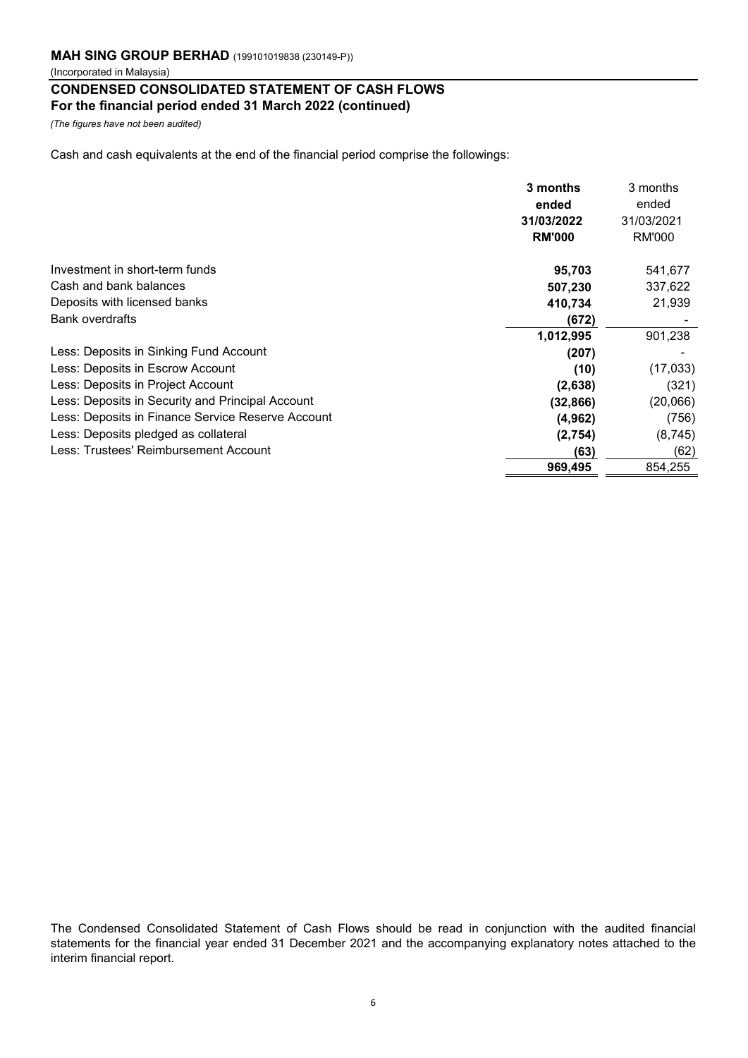**MAH SING GROUP BERHAD** (199101019838 (230149-P))

(Incorporated in Malaysia)

## CONDENSED CONSOLIDATED STATEMENT OF CASH FLOWS
**For the financial period ended 31 March 2022 (continued)**

*(The figures have not been audited)*

Cash and cash equivalents at the end of the financial period comprise the followings:

| | **3 months ended 31/03/2022 RM'000** | 3 months ended 31/03/2021 RM'000 |
|---|---|---|
| Investment in short-term funds | **95,703** | 541,677 |
| Cash and bank balances | **507,230** | 337,622 |
| Deposits with licensed banks | **410,734** | 21,939 |
| Bank overdrafts | **(672)** | - |
| | **1,012,995** | 901,238 |
| Less: Deposits in Sinking Fund Account | **(207)** | - |
| Less: Deposits in Escrow Account | **(10)** | (17,033) |
| Less: Deposits in Project Account | **(2,638)** | (321) |
| Less: Deposits in Security and Principal Account | **(32,866)** | (20,066) |
| Less: Deposits in Finance Service Reserve Account | **(4,962)** | (756) |
| Less: Deposits pledged as collateral | **(2,754)** | (8,745) |
| Less: Trustees' Reimbursement Account | **(63)** | (62) |
| | **969,495** | 854,255 |

The Condensed Consolidated Statement of Cash Flows should be read in conjunction with the audited financial statements for the financial year ended 31 December 2021 and the accompanying explanatory notes attached to the interim financial report.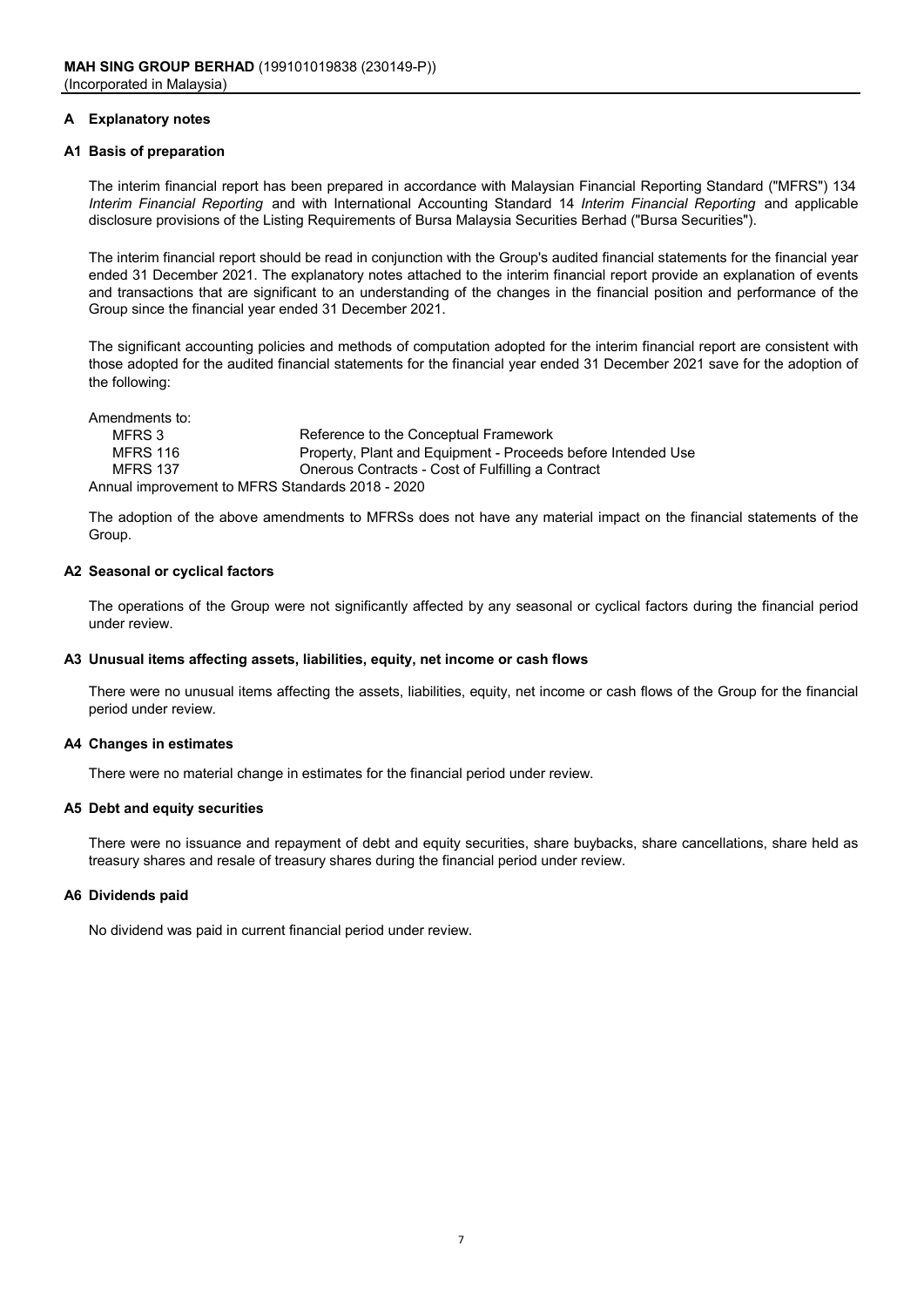**MAH SING GROUP BERHAD** (199101019838 (230149-P))
(Incorporated in Malaysia)

## A Explanatory notes

### A1 Basis of preparation

The interim financial report has been prepared in accordance with Malaysian Financial Reporting Standard ("MFRS") 134 *Interim Financial Reporting* and with International Accounting Standard 14 *Interim Financial Reporting* and applicable disclosure provisions of the Listing Requirements of Bursa Malaysia Securities Berhad ("Bursa Securities").

The interim financial report should be read in conjunction with the Group's audited financial statements for the financial year ended 31 December 2021. The explanatory notes attached to the interim financial report provide an explanation of events and transactions that are significant to an understanding of the changes in the financial position and performance of the Group since the financial year ended 31 December 2021.

The significant accounting policies and methods of computation adopted for the interim financial report are consistent with those adopted for the audited financial statements for the financial year ended 31 December 2021 save for the adoption of the following:

Amendments to:

| | |
|---|---|
| MFRS 3 | Reference to the Conceptual Framework |
| MFRS 116 | Property, Plant and Equipment - Proceeds before Intended Use |
| MFRS 137 | Onerous Contracts - Cost of Fulfilling a Contract |

Annual improvement to MFRS Standards 2018 - 2020

The adoption of the above amendments to MFRSs does not have any material impact on the financial statements of the Group.

### A2 Seasonal or cyclical factors

The operations of the Group were not significantly affected by any seasonal or cyclical factors during the financial period under review.

### A3 Unusual items affecting assets, liabilities, equity, net income or cash flows

There were no unusual items affecting the assets, liabilities, equity, net income or cash flows of the Group for the financial period under review.

### A4 Changes in estimates

There were no material change in estimates for the financial period under review.

### A5 Debt and equity securities

There were no issuance and repayment of debt and equity securities, share buybacks, share cancellations, share held as treasury shares and resale of treasury shares during the financial period under review.

### A6 Dividends paid

No dividend was paid in current financial period under review.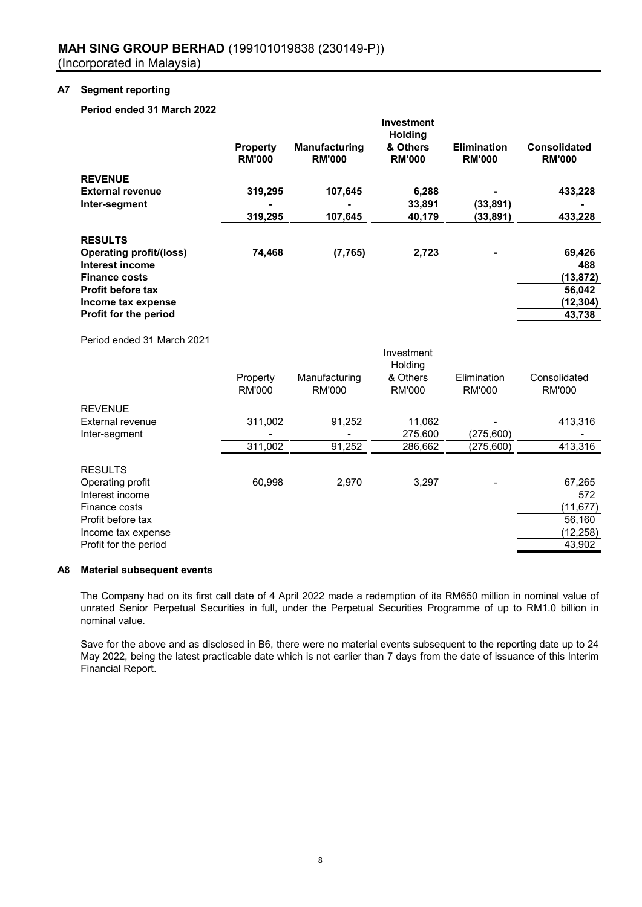**MAH SING GROUP BERHAD** (199101019838 (230149-P))
(Incorporated in Malaysia)

## A7 Segment reporting

**Period ended 31 March 2022**

| | **Property RM'000** | **Manufacturing RM'000** | **Investment Holding & Others RM'000** | **Elimination RM'000** | **Consolidated RM'000** |
|---|---|---|---|---|---|
| **REVENUE** | | | | | |
| **External revenue** | **319,295** | **107,645** | **6,288** | **-** | **433,228** |
| **Inter-segment** | **-** | **-** | **33,891** | **(33,891)** | **-** |
| | **319,295** | **107,645** | **40,179** | **(33,891)** | **433,228** |
| **RESULTS** | | | | | |
| **Operating profit/(loss)** | **74,468** | **(7,765)** | **2,723** | **-** | **69,426** |
| **Interest income** | | | | | **488** |
| **Finance costs** | | | | | **(13,872)** |
| **Profit before tax** | | | | | **56,042** |
| **Income tax expense** | | | | | **(12,304)** |
| **Profit for the period** | | | | | **43,738** |

Period ended 31 March 2021

| | Property RM'000 | Manufacturing RM'000 | Investment Holding & Others RM'000 | Elimination RM'000 | Consolidated RM'000 |
|---|---|---|---|---|---|
| REVENUE | | | | | |
| External revenue | 311,002 | 91,252 | 11,062 | - | 413,316 |
| Inter-segment | - | - | 275,600 | (275,600) | - |
| | 311,002 | 91,252 | 286,662 | (275,600) | 413,316 |
| RESULTS | | | | | |
| Operating profit | 60,998 | 2,970 | 3,297 | - | 67,265 |
| Interest income | | | | | 572 |
| Finance costs | | | | | (11,677) |
| Profit before tax | | | | | 56,160 |
| Income tax expense | | | | | (12,258) |
| Profit for the period | | | | | 43,902 |

## A8 Material subsequent events

The Company had on its first call date of 4 April 2022 made a redemption of its RM650 million in nominal value of unrated Senior Perpetual Securities in full, under the Perpetual Securities Programme of up to RM1.0 billion in nominal value.

Save for the above and as disclosed in B6, there were no material events subsequent to the reporting date up to 24 May 2022, being the latest practicable date which is not earlier than 7 days from the date of issuance of this Interim Financial Report.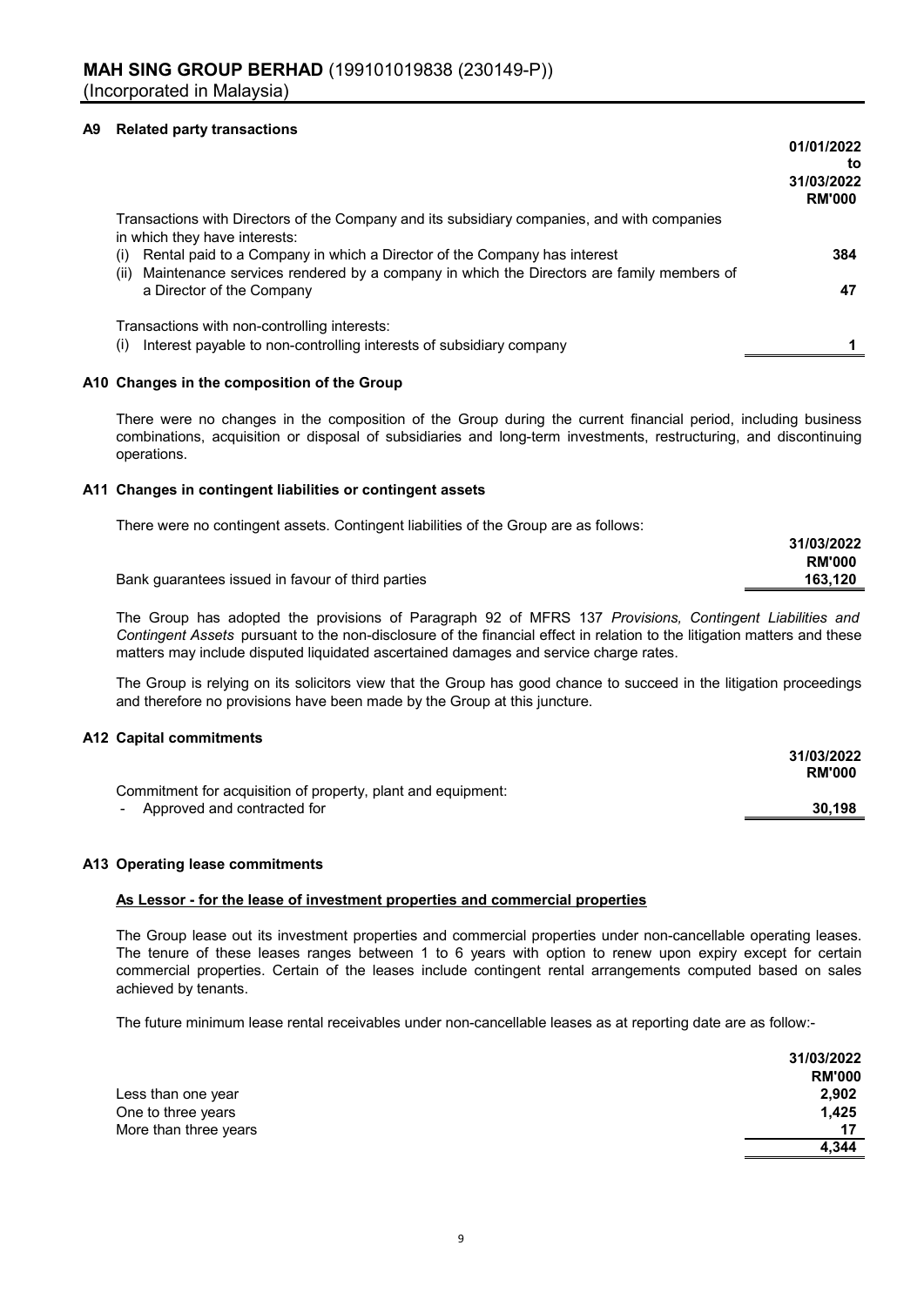### A9 Related party transactions

| | 01/01/2022 to 31/03/2022 RM'000 |
|---|---|
| Transactions with Directors of the Company and its subsidiary companies, and with companies in which they have interests: | |
| (i) Rental paid to a Company in which a Director of the Company has interest | 384 |
| (ii) Maintenance services rendered by a company in which the Directors are family members of a Director of the Company | 47 |
| Transactions with non-controlling interests: | |
| (i) Interest payable to non-controlling interests of subsidiary company | 1 |

### A10 Changes in the composition of the Group

There were no changes in the composition of the Group during the current financial period, including business combinations, acquisition or disposal of subsidiaries and long-term investments, restructuring, and discontinuing operations.

### A11 Changes in contingent liabilities or contingent assets

There were no contingent assets. Contingent liabilities of the Group are as follows:

| | 31/03/2022 RM'000 |
|---|---|
| Bank guarantees issued in favour of third parties | 163,120 |

The Group has adopted the provisions of Paragraph 92 of MFRS 137 *Provisions, Contingent Liabilities and Contingent Assets* pursuant to the non-disclosure of the financial effect in relation to the litigation matters and these matters may include disputed liquidated ascertained damages and service charge rates.

The Group is relying on its solicitors view that the Group has good chance to succeed in the litigation proceedings and therefore no provisions have been made by the Group at this juncture.

### A12 Capital commitments

| | 31/03/2022 RM'000 |
|---|---|
| Commitment for acquisition of property, plant and equipment: | |
| - Approved and contracted for | 30,198 |

### A13 Operating lease commitments

**As Lessor - for the lease of investment properties and commercial properties**

The Group lease out its investment properties and commercial properties under non-cancellable operating leases. The tenure of these leases ranges between 1 to 6 years with option to renew upon expiry except for certain commercial properties. Certain of the leases include contingent rental arrangements computed based on sales achieved by tenants.

The future minimum lease rental receivables under non-cancellable leases as at reporting date are as follow:-

| | 31/03/2022 RM'000 |
|---|---|
| Less than one year | 2,902 |
| One to three years | 1,425 |
| More than three years | 17 |
| | 4,344 |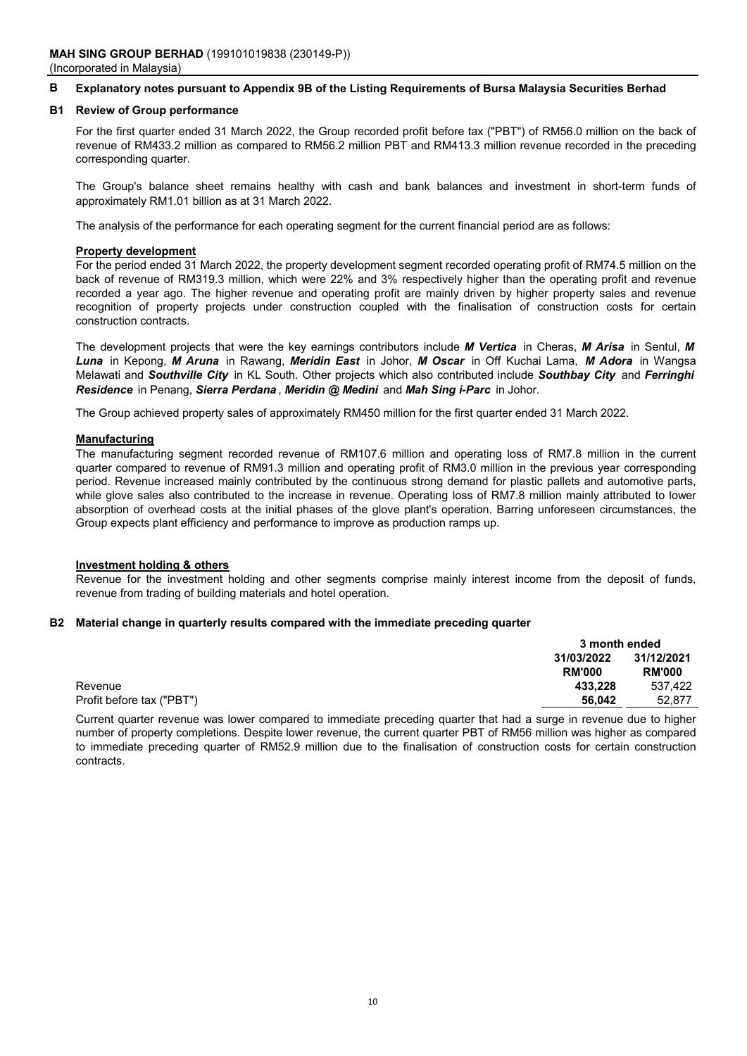**MAH SING GROUP BERHAD** (199101019838 (230149-P))
(Incorporated in Malaysia)

## B Explanatory notes pursuant to Appendix 9B of the Listing Requirements of Bursa Malaysia Securities Berhad

### B1 Review of Group performance

For the first quarter ended 31 March 2022, the Group recorded profit before tax ("PBT") of RM56.0 million on the back of revenue of RM433.2 million as compared to RM56.2 million PBT and RM413.3 million revenue recorded in the preceding corresponding quarter.

The Group's balance sheet remains healthy with cash and bank balances and investment in short-term funds of approximately RM1.01 billion as at 31 March 2022.

The analysis of the performance for each operating segment for the current financial period are as follows:

**Property development**

For the period ended 31 March 2022, the property development segment recorded operating profit of RM74.5 million on the back of revenue of RM319.3 million, which were 22% and 3% respectively higher than the operating profit and revenue recorded a year ago. The higher revenue and operating profit are mainly driven by higher property sales and revenue recognition of property projects under construction coupled with the finalisation of construction costs for certain construction contracts.

The development projects that were the key earnings contributors include ***M Vertica*** in Cheras, ***M Arisa*** in Sentul, ***M Luna*** in Kepong, ***M Aruna*** in Rawang, ***Meridin East*** in Johor, ***M Oscar*** in Off Kuchai Lama, ***M Adora*** in Wangsa Melawati and ***Southville City*** in KL South. Other projects which also contributed include ***Southbay City*** and ***Ferringhi Residence*** in Penang, ***Sierra Perdana***, ***Meridin @ Medini*** and ***Mah Sing i-Parc*** in Johor.

The Group achieved property sales of approximately RM450 million for the first quarter ended 31 March 2022.

**Manufacturing**

The manufacturing segment recorded revenue of RM107.6 million and operating loss of RM7.8 million in the current quarter compared to revenue of RM91.3 million and operating profit of RM3.0 million in the previous year corresponding period. Revenue increased mainly contributed by the continuous strong demand for plastic pallets and automotive parts, while glove sales also contributed to the increase in revenue. Operating loss of RM7.8 million mainly attributed to lower absorption of overhead costs at the initial phases of the glove plant's operation. Barring unforeseen circumstances, the Group expects plant efficiency and performance to improve as production ramps up.

**Investment holding & others**

Revenue for the investment holding and other segments comprise mainly interest income from the deposit of funds, revenue from trading of building materials and hotel operation.

### B2 Material change in quarterly results compared with the immediate preceding quarter

| | 3 month ended | |
|---|---|---|
| | **31/03/2022** | **31/12/2021** |
| | **RM'000** | **RM'000** |
| Revenue | **433,228** | 537,422 |
| Profit before tax ("PBT") | **56,042** | 52,877 |

Current quarter revenue was lower compared to immediate preceding quarter that had a surge in revenue due to higher number of property completions. Despite lower revenue, the current quarter PBT of RM56 million was higher as compared to immediate preceding quarter of RM52.9 million due to the finalisation of construction costs for certain construction contracts.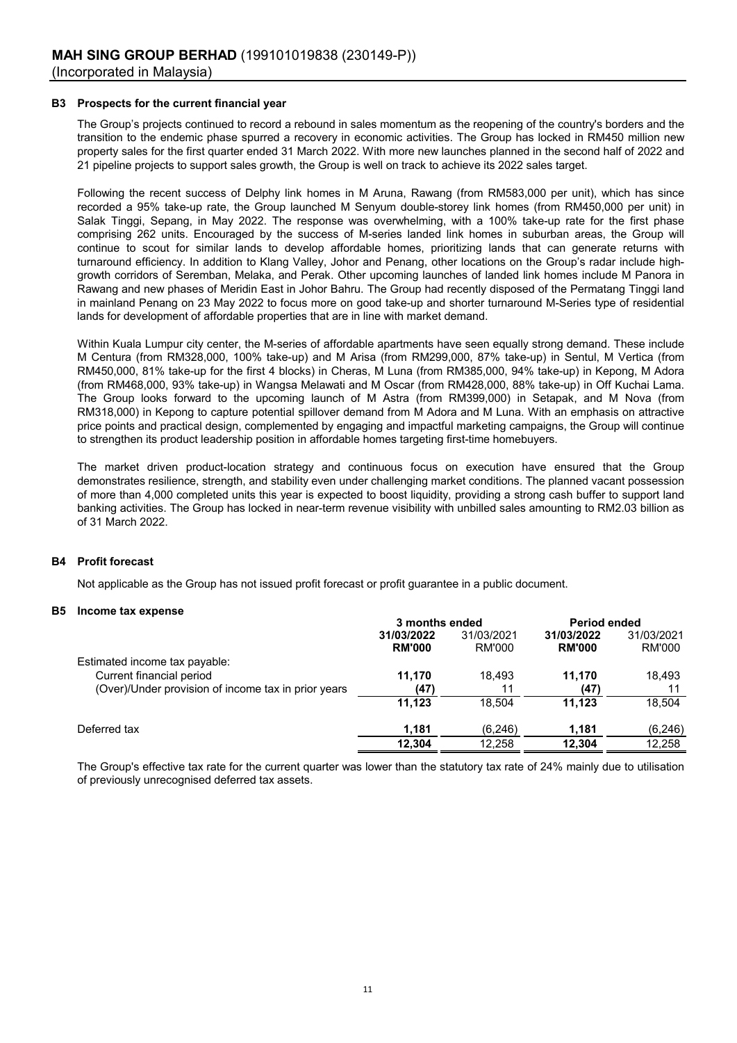### B3 Prospects for the current financial year

The Group's projects continued to record a rebound in sales momentum as the reopening of the country's borders and the transition to the endemic phase spurred a recovery in economic activities. The Group has locked in RM450 million new property sales for the first quarter ended 31 March 2022. With more new launches planned in the second half of 2022 and 21 pipeline projects to support sales growth, the Group is well on track to achieve its 2022 sales target.

Following the recent success of Delphy link homes in M Aruna, Rawang (from RM583,000 per unit), which has since recorded a 95% take-up rate, the Group launched M Senyum double-storey link homes (from RM450,000 per unit) in Salak Tinggi, Sepang, in May 2022. The response was overwhelming, with a 100% take-up rate for the first phase comprising 262 units. Encouraged by the success of M-series landed link homes in suburban areas, the Group will continue to scout for similar lands to develop affordable homes, prioritizing lands that can generate returns with turnaround efficiency. In addition to Klang Valley, Johor and Penang, other locations on the Group's radar include high-growth corridors of Seremban, Melaka, and Perak. Other upcoming launches of landed link homes include M Panora in Rawang and new phases of Meridin East in Johor Bahru. The Group had recently disposed of the Permatang Tinggi land in mainland Penang on 23 May 2022 to focus more on good take-up and shorter turnaround M-Series type of residential lands for development of affordable properties that are in line with market demand.

Within Kuala Lumpur city center, the M-series of affordable apartments have seen equally strong demand. These include M Centura (from RM328,000, 100% take-up) and M Arisa (from RM299,000, 87% take-up) in Sentul, M Vertica (from RM450,000, 81% take-up for the first 4 blocks) in Cheras, M Luna (from RM385,000, 94% take-up) in Kepong, M Adora (from RM468,000, 93% take-up) in Wangsa Melawati and M Oscar (from RM428,000, 88% take-up) in Off Kuchai Lama. The Group looks forward to the upcoming launch of M Astra (from RM399,000) in Setapak, and M Nova (from RM318,000) in Kepong to capture potential spillover demand from M Adora and M Luna. With an emphasis on attractive price points and practical design, complemented by engaging and impactful marketing campaigns, the Group will continue to strengthen its product leadership position in affordable homes targeting first-time homebuyers.

The market driven product-location strategy and continuous focus on execution have ensured that the Group demonstrates resilience, strength, and stability even under challenging market conditions. The planned vacant possession of more than 4,000 completed units this year is expected to boost liquidity, providing a strong cash buffer to support land banking activities. The Group has locked in near-term revenue visibility with unbilled sales amounting to RM2.03 billion as of 31 March 2022.

### B4 Profit forecast

Not applicable as the Group has not issued profit forecast or profit guarantee in a public document.

### B5 Income tax expense

| | 3 months ended | | Period ended | |
|---|---|---|---|---|
| | **31/03/2022** | 31/03/2021 | **31/03/2022** | 31/03/2021 |
| | **RM'000** | RM'000 | **RM'000** | RM'000 |
| Estimated income tax payable: | | | | |
| Current financial period | **11,170** | 18,493 | **11,170** | 18,493 |
| (Over)/Under provision of income tax in prior years | **(47)** | 11 | **(47)** | 11 |
| | **11,123** | 18,504 | **11,123** | 18,504 |
| Deferred tax | **1,181** | (6,246) | **1,181** | (6,246) |
| | **12,304** | 12,258 | **12,304** | 12,258 |

The Group's effective tax rate for the current quarter was lower than the statutory tax rate of 24% mainly due to utilisation of previously unrecognised deferred tax assets.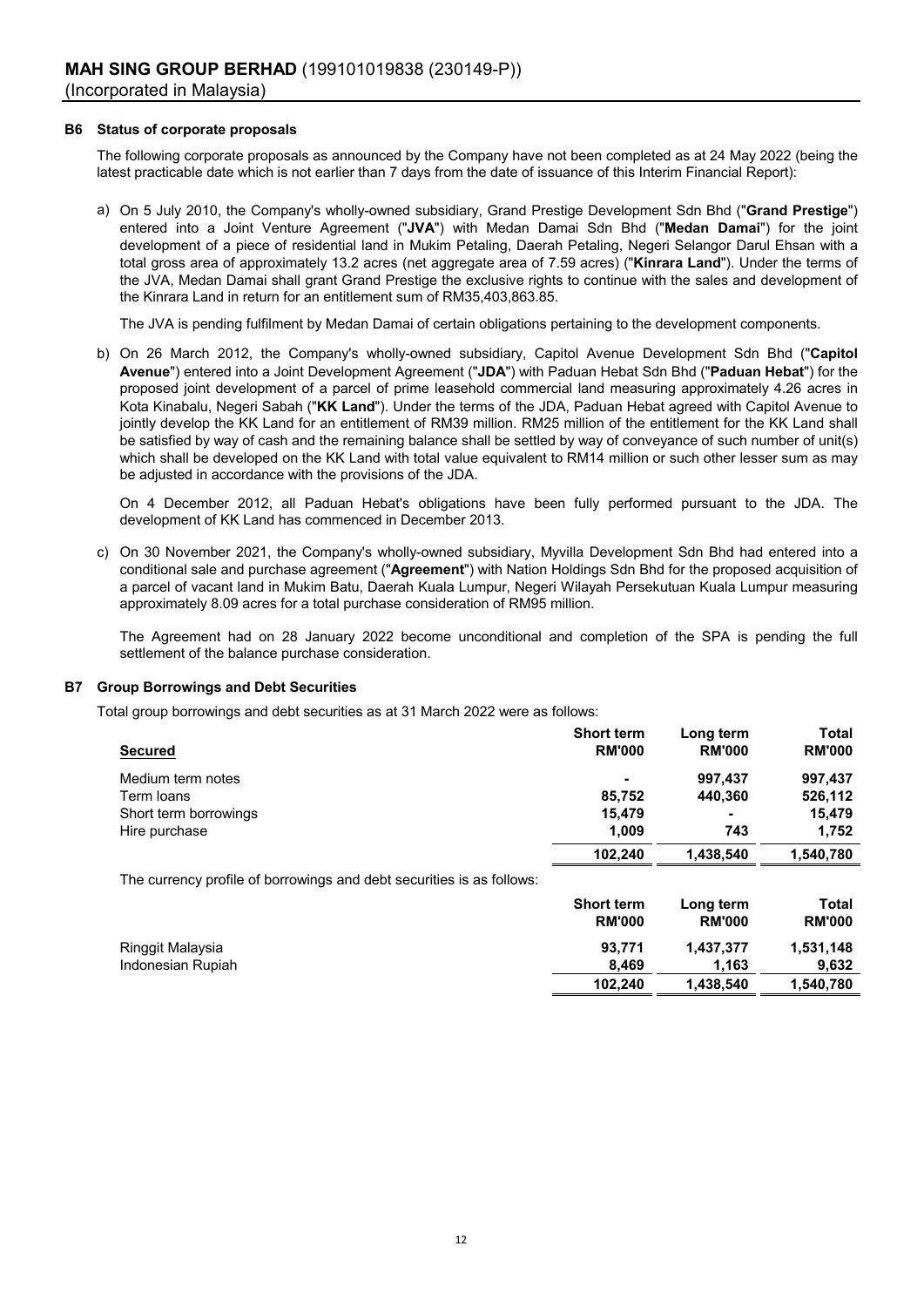### B6 Status of corporate proposals

The following corporate proposals as announced by the Company have not been completed as at 24 May 2022 (being the latest practicable date which is not earlier than 7 days from the date of issuance of this Interim Financial Report):

a) On 5 July 2010, the Company's wholly-owned subsidiary, Grand Prestige Development Sdn Bhd ("**Grand Prestige**") entered into a Joint Venture Agreement ("**JVA**") with Medan Damai Sdn Bhd ("**Medan Damai**") for the joint development of a piece of residential land in Mukim Petaling, Daerah Petaling, Negeri Selangor Darul Ehsan with a total gross area of approximately 13.2 acres (net aggregate area of 7.59 acres) ("**Kinrara Land**"). Under the terms of the JVA, Medan Damai shall grant Grand Prestige the exclusive rights to continue with the sales and development of the Kinrara Land in return for an entitlement sum of RM35,403,863.85.

   The JVA is pending fulfilment by Medan Damai of certain obligations pertaining to the development components.

b) On 26 March 2012, the Company's wholly-owned subsidiary, Capitol Avenue Development Sdn Bhd ("**Capitol Avenue**") entered into a Joint Development Agreement ("**JDA**") with Paduan Hebat Sdn Bhd ("**Paduan Hebat**") for the proposed joint development of a parcel of prime leasehold commercial land measuring approximately 4.26 acres in Kota Kinabalu, Negeri Sabah ("**KK Land**"). Under the terms of the JDA, Paduan Hebat agreed with Capitol Avenue to jointly develop the KK Land for an entitlement of RM39 million. RM25 million of the entitlement for the KK Land shall be satisfied by way of cash and the remaining balance shall be settled by way of conveyance of such number of unit(s) which shall be developed on the KK Land with total value equivalent to RM14 million or such other lesser sum as may be adjusted in accordance with the provisions of the JDA.

   On 4 December 2012, all Paduan Hebat's obligations have been fully performed pursuant to the JDA. The development of KK Land has commenced in December 2013.

c) On 30 November 2021, the Company's wholly-owned subsidiary, Myvilla Development Sdn Bhd had entered into a conditional sale and purchase agreement ("**Agreement**") with Nation Holdings Sdn Bhd for the proposed acquisition of a parcel of vacant land in Mukim Batu, Daerah Kuala Lumpur, Negeri Wilayah Persekutuan Kuala Lumpur measuring approximately 8.09 acres for a total purchase consideration of RM95 million.

   The Agreement had on 28 January 2022 become unconditional and completion of the SPA is pending the full settlement of the balance purchase consideration.

### B7 Group Borrowings and Debt Securities

Total group borrowings and debt securities as at 31 March 2022 were as follows:

| **Secured** | **Short term RM'000** | **Long term RM'000** | **Total RM'000** |
|---|---|---|---|
| Medium term notes | - | 997,437 | 997,437 |
| Term loans | 85,752 | 440,360 | 526,112 |
| Short term borrowings | 15,479 | - | 15,479 |
| Hire purchase | 1,009 | 743 | 1,752 |
| | **102,240** | **1,438,540** | **1,540,780** |

The currency profile of borrowings and debt securities is as follows:

| | **Short term RM'000** | **Long term RM'000** | **Total RM'000** |
|---|---|---|---|
| Ringgit Malaysia | 93,771 | 1,437,377 | 1,531,148 |
| Indonesian Rupiah | 8,469 | 1,163 | 9,632 |
| | **102,240** | **1,438,540** | **1,540,780** |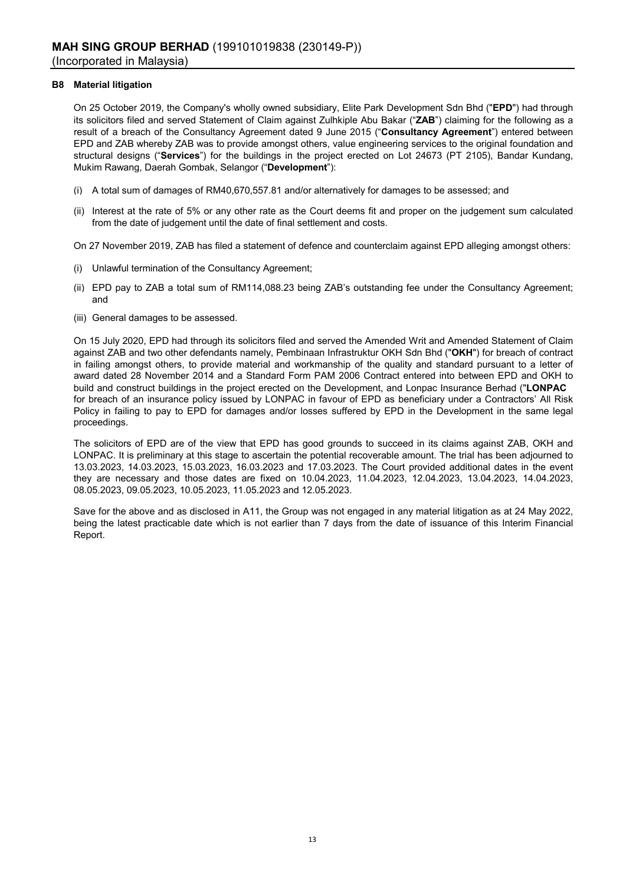**MAH SING GROUP BERHAD** (199101019838 (230149-P))
(Incorporated in Malaysia)

**B8 Material litigation**

On 25 October 2019, the Company's wholly owned subsidiary, Elite Park Development Sdn Bhd ("**EPD**") had through its solicitors filed and served Statement of Claim against Zulhkiple Abu Bakar ("**ZAB**") claiming for the following as a result of a breach of the Consultancy Agreement dated 9 June 2015 ("**Consultancy Agreement**") entered between EPD and ZAB whereby ZAB was to provide amongst others, value engineering services to the original foundation and structural designs ("**Services**") for the buildings in the project erected on Lot 24673 (PT 2105), Bandar Kundang, Mukim Rawang, Daerah Gombak, Selangor ("**Development**"):

(i) A total sum of damages of RM40,670,557.81 and/or alternatively for damages to be assessed; and

(ii) Interest at the rate of 5% or any other rate as the Court deems fit and proper on the judgement sum calculated from the date of judgement until the date of final settlement and costs.

On 27 November 2019, ZAB has filed a statement of defence and counterclaim against EPD alleging amongst others:

(i) Unlawful termination of the Consultancy Agreement;

(ii) EPD pay to ZAB a total sum of RM114,088.23 being ZAB's outstanding fee under the Consultancy Agreement; and

(iii) General damages to be assessed.

On 15 July 2020, EPD had through its solicitors filed and served the Amended Writ and Amended Statement of Claim against ZAB and two other defendants namely, Pembinaan Infrastruktur OKH Sdn Bhd ("**OKH**") for breach of contract in failing amongst others, to provide material and workmanship of the quality and standard pursuant to a letter of award dated 28 November 2014 and a Standard Form PAM 2006 Contract entered into between EPD and OKH to build and construct buildings in the project erected on the Development, and Lonpac Insurance Berhad ("**LONPAC** for breach of an insurance policy issued by LONPAC in favour of EPD as beneficiary under a Contractors' All Risk Policy in failing to pay to EPD for damages and/or losses suffered by EPD in the Development in the same legal proceedings.

The solicitors of EPD are of the view that EPD has good grounds to succeed in its claims against ZAB, OKH and LONPAC. It is preliminary at this stage to ascertain the potential recoverable amount. The trial has been adjourned to 13.03.2023, 14.03.2023, 15.03.2023, 16.03.2023 and 17.03.2023. The Court provided additional dates in the event they are necessary and those dates are fixed on 10.04.2023, 11.04.2023, 12.04.2023, 13.04.2023, 14.04.2023, 08.05.2023, 09.05.2023, 10.05.2023, 11.05.2023 and 12.05.2023.

Save for the above and as disclosed in A11, the Group was not engaged in any material litigation as at 24 May 2022, being the latest practicable date which is not earlier than 7 days from the date of issuance of this Interim Financial Report.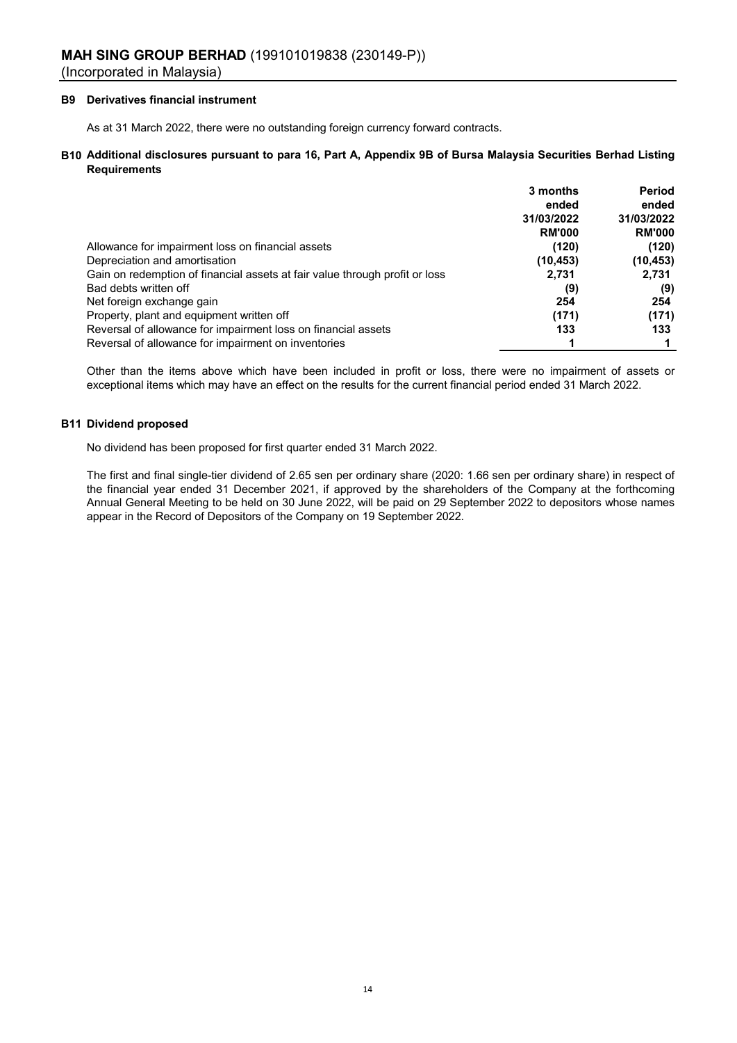**MAH SING GROUP BERHAD** (199101019838 (230149-P))
(Incorporated in Malaysia)

### B9 Derivatives financial instrument

As at 31 March 2022, there were no outstanding foreign currency forward contracts.

### B10 Additional disclosures pursuant to para 16, Part A, Appendix 9B of Bursa Malaysia Securities Berhad Listing Requirements

| | 3 months ended 31/03/2022 RM'000 | Period ended 31/03/2022 RM'000 |
|---|---|---|
| Allowance for impairment loss on financial assets | (120) | (120) |
| Depreciation and amortisation | (10,453) | (10,453) |
| Gain on redemption of financial assets at fair value through profit or loss | 2,731 | 2,731 |
| Bad debts written off | (9) | (9) |
| Net foreign exchange gain | 254 | 254 |
| Property, plant and equipment written off | (171) | (171) |
| Reversal of allowance for impairment loss on financial assets | 133 | 133 |
| Reversal of allowance for impairment on inventories | 1 | 1 |

Other than the items above which have been included in profit or loss, there were no impairment of assets or exceptional items which may have an effect on the results for the current financial period ended 31 March 2022.

### B11 Dividend proposed

No dividend has been proposed for first quarter ended 31 March 2022.

The first and final single-tier dividend of 2.65 sen per ordinary share (2020: 1.66 sen per ordinary share) in respect of the financial year ended 31 December 2021, if approved by the shareholders of the Company at the forthcoming Annual General Meeting to be held on 30 June 2022, will be paid on 29 September 2022 to depositors whose names appear in the Record of Depositors of the Company on 19 September 2022.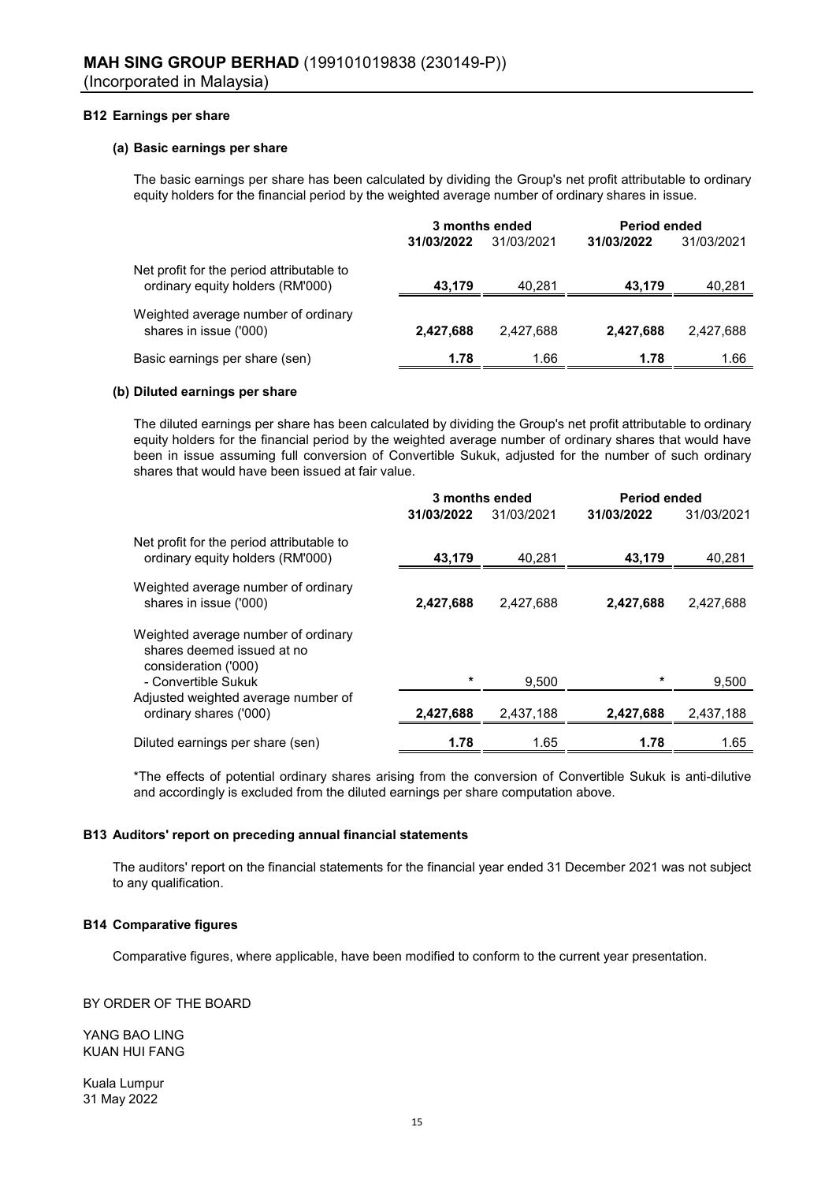**MAH SING GROUP BERHAD** (199101019838 (230149-P))
(Incorporated in Malaysia)

### B12 Earnings per share

#### (a) Basic earnings per share

The basic earnings per share has been calculated by dividing the Group's net profit attributable to ordinary equity holders for the financial period by the weighted average number of ordinary shares in issue.

| | 3 months ended | | Period ended | |
|---|---|---|---|---|
| | **31/03/2022** | 31/03/2021 | **31/03/2022** | 31/03/2021 |
| Net profit for the period attributable to ordinary equity holders (RM'000) | **43,179** | 40,281 | **43,179** | 40,281 |
| Weighted average number of ordinary shares in issue ('000) | **2,427,688** | 2,427,688 | **2,427,688** | 2,427,688 |
| Basic earnings per share (sen) | **1.78** | 1.66 | **1.78** | 1.66 |

#### (b) Diluted earnings per share

The diluted earnings per share has been calculated by dividing the Group's net profit attributable to ordinary equity holders for the financial period by the weighted average number of ordinary shares that would have been in issue assuming full conversion of Convertible Sukuk, adjusted for the number of such ordinary shares that would have been issued at fair value.

| | 3 months ended | | Period ended | |
|---|---|---|---|---|
| | **31/03/2022** | 31/03/2021 | **31/03/2022** | 31/03/2021 |
| Net profit for the period attributable to ordinary equity holders (RM'000) | **43,179** | 40,281 | **43,179** | 40,281 |
| Weighted average number of ordinary shares in issue ('000) | **2,427,688** | 2,427,688 | **2,427,688** | 2,427,688 |
| Weighted average number of ordinary shares deemed issued at no consideration ('000) - Convertible Sukuk | * | 9,500 | * | 9,500 |
| Adjusted weighted average number of ordinary shares ('000) | **2,427,688** | 2,437,188 | **2,427,688** | 2,437,188 |
| Diluted earnings per share (sen) | **1.78** | 1.65 | **1.78** | 1.65 |

*The effects of potential ordinary shares arising from the conversion of Convertible Sukuk is anti-dilutive and accordingly is excluded from the diluted earnings per share computation above.

### B13 Auditors' report on preceding annual financial statements

The auditors' report on the financial statements for the financial year ended 31 December 2021 was not subject to any qualification.

### B14 Comparative figures

Comparative figures, where applicable, have been modified to conform to the current year presentation.

BY ORDER OF THE BOARD

YANG BAO LING
KUAN HUI FANG

Kuala Lumpur
31 May 2022